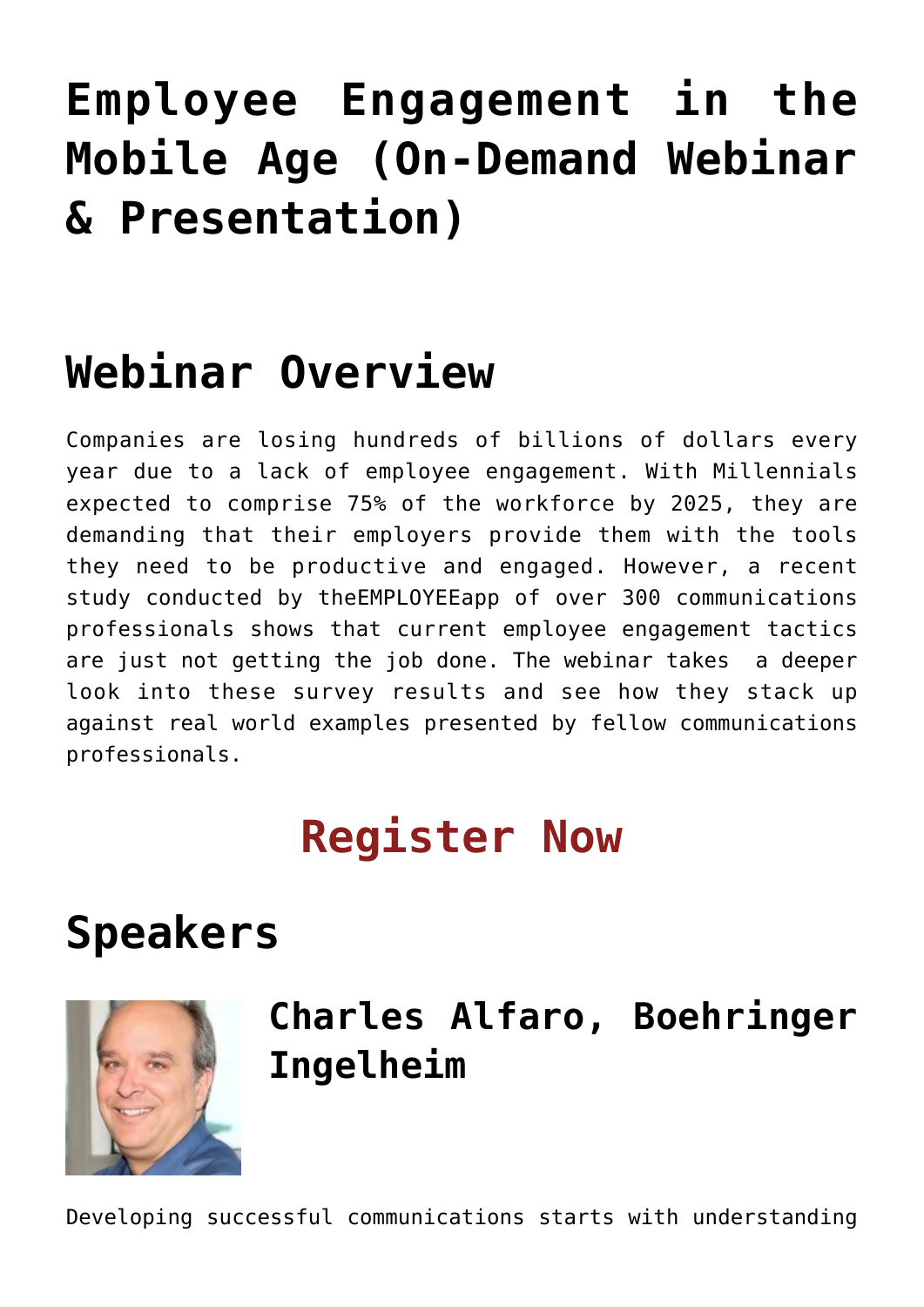# Employee Engagement in the Mobile Age (On-Demand Webinar & Presentation)

## Webinar Overview

Companies are losing hundreds of billions of dollars every year due to a lack of employee engagement. With Millennials expected to comprise 75% of the workforce by 2025, they are demanding that their employers provide them with the tools they need to be productive and engaged. However, a recent study conducted by theEMPLOYEEapp of over 300 communications professionals shows that current employee engagement tactics are just not getting the job done. The webinar takes a deeper look into these survey results and see how they stack up against real world examples presented by fellow communications professionals.

## Register Now

## Speakers

### Charles Alfaro, Boehringer Ingelheim

Developing successful communications starts with understanding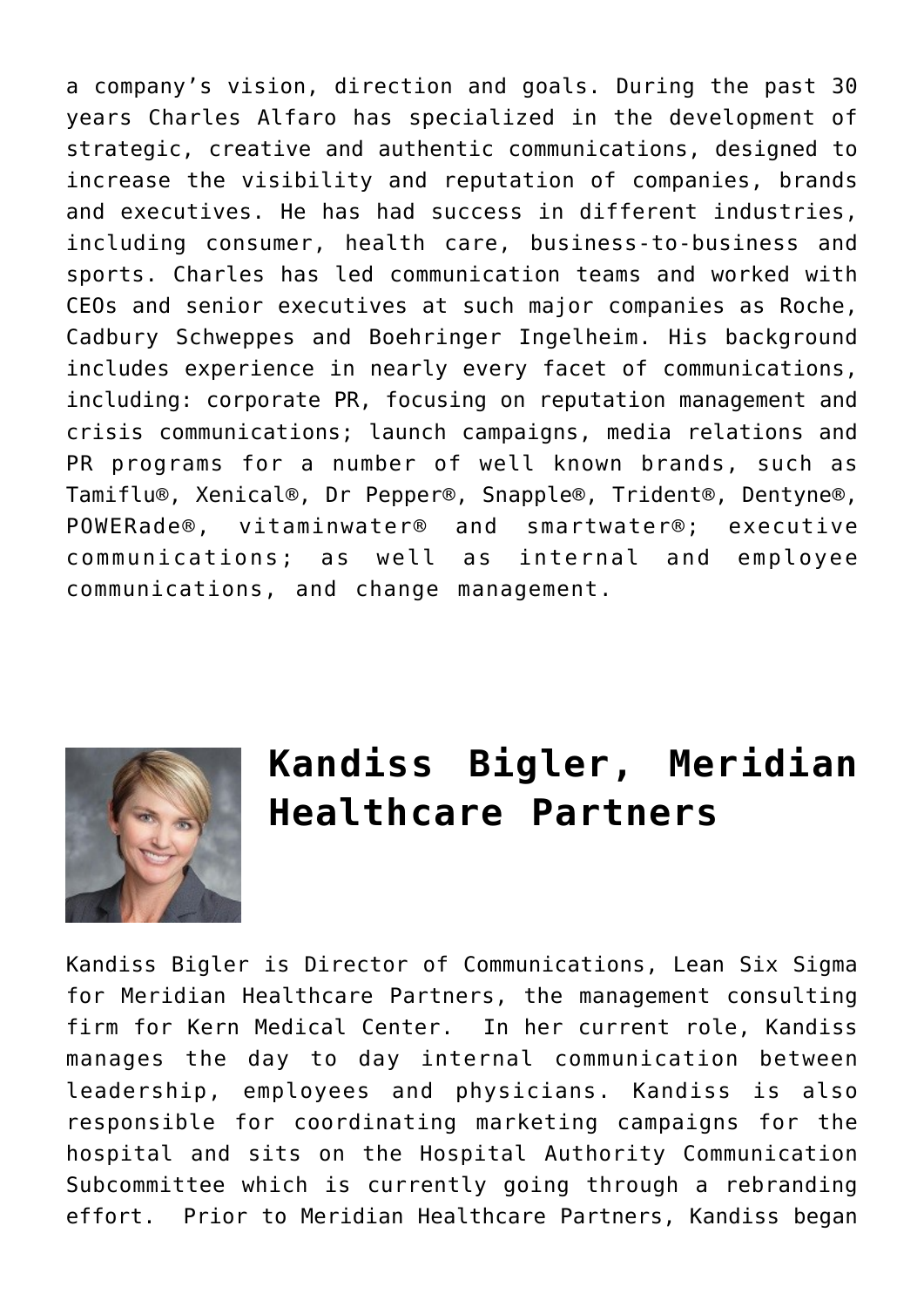a company's vision, direction and goals. During the past 30 years Charles Alfaro has specialized in the development of strategic, creative and authentic communications, designed to increase the visibility and reputation of companies, brands and executives. He has had success in different industries, including consumer, health care, business-to-business and sports. Charles has led communication teams and worked with CEOs and senior executives at such major companies as Roche, Cadbury Schweppes and Boehringer Ingelheim. His background includes experience in nearly every facet of communications, including: corporate PR, focusing on reputation management and crisis communications; launch campaigns, media relations and PR programs for a number of well known brands, such as Tamiflu®, Xenical®, Dr Pepper®, Snapple®, Trident®, Dentyne®, POWERade®, vitaminwater® and smartwater®; executive communications; as well as internal and employee communications, and change management.

## Kandiss Bigler, Meridian Healthcare Partners

Kandiss Bigler is Director of Communications, Lean Six Sigma for Meridian Healthcare Partners, the management consulting firm for Kern Medical Center. In her current role, Kandiss manages the day to day internal communication between leadership, employees and physicians. Kandiss is also responsible for coordinating marketing campaigns for the hospital and sits on the Hospital Authority Communication Subcommittee which is currently going through a rebranding effort. Prior to Meridian Healthcare Partners, Kandiss began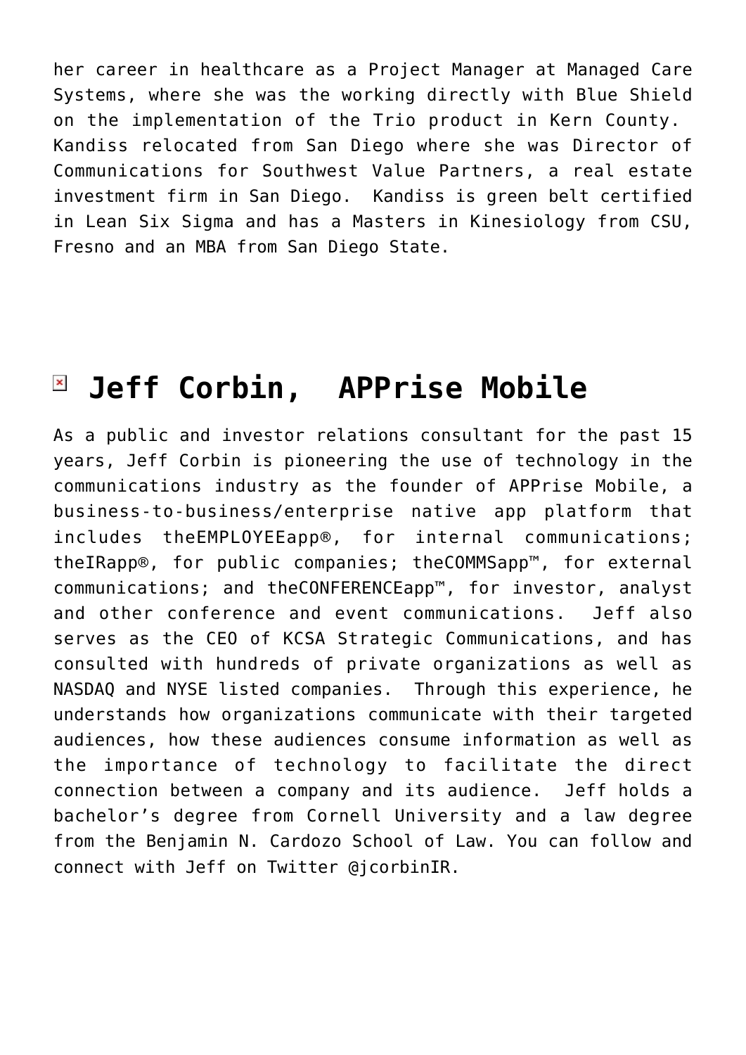her career in healthcare as a Project Manager at Managed Care Systems, where she was the working directly with Blue Shield on the implementation of the Trio product in Kern County. Kandiss relocated from San Diego where she was Director of Communications for Southwest Value Partners, a real estate investment firm in San Diego. Kandiss is green belt certified in Lean Six Sigma and has a Masters in Kinesiology from CSU, Fresno and an MBA from San Diego State.

# Jeff Corbin, APPrise Mobile

As a public and investor relations consultant for the past 15 years, Jeff Corbin is pioneering the use of technology in the communications industry as the founder of APPrise Mobile, a business-to-business/enterprise native app platform that includes theEMPLOYEEapp®, for internal communications; theIRapp®, for public companies; theCOMMSapp™, for external communications; and theCONFERENCEapp™, for investor, analyst and other conference and event communications. Jeff also serves as the CEO of KCSA Strategic Communications, and has consulted with hundreds of private organizations as well as NASDAQ and NYSE listed companies. Through this experience, he understands how organizations communicate with their targeted audiences, how these audiences consume information as well as the importance of technology to facilitate the direct connection between a company and its audience. Jeff holds a bachelor's degree from Cornell University and a law degree from the Benjamin N. Cardozo School of Law. You can follow and connect with Jeff on Twitter @jcorbinIR.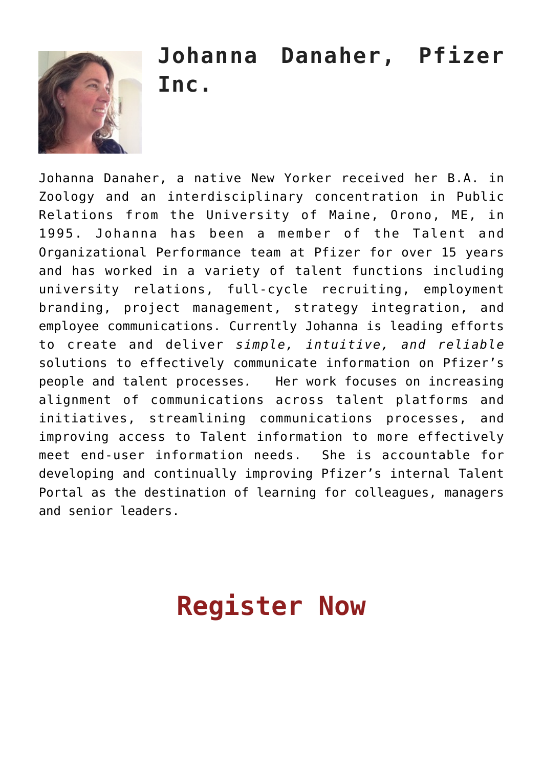## Johanna Danaher, Pfizer Inc.

Johanna Danaher, a native New Yorker received her B.A. in Zoology and an interdisciplinary concentration in Public Relations from the University of Maine, Orono, ME, in 1995. Johanna has been a member of the Talent and Organizational Performance team at Pfizer for over 15 years and has worked in a variety of talent functions including university relations, full-cycle recruiting, employment branding, project management, strategy integration, and employee communications. Currently Johanna is leading efforts to create and deliver *simple, intuitive, and reliable* solutions to effectively communicate information on Pfizer's people and talent processes. Her work focuses on increasing alignment of communications across talent platforms and initiatives, streamlining communications processes, and improving access to Talent information to more effectively meet end-user information needs. She is accountable for developing and continually improving Pfizer's internal Talent Portal as the destination of learning for colleagues, managers and senior leaders.

## Register Now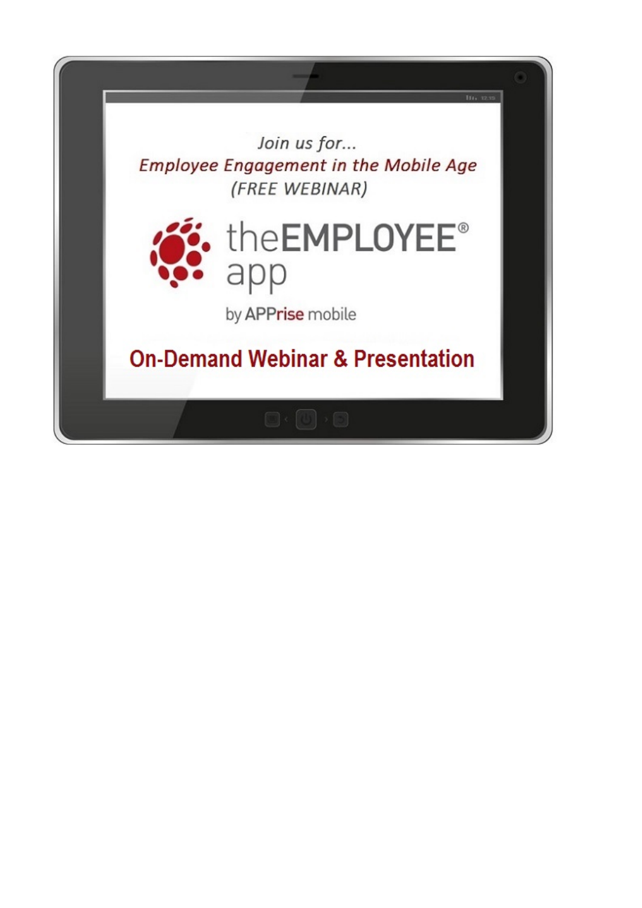*Join us for...*

*Employee Engagement in the Mobile Age*

*(FREE WEBINAR)*

theEMPLOYEE® app

by APPrise mobile

## On-Demand Webinar & Presentation